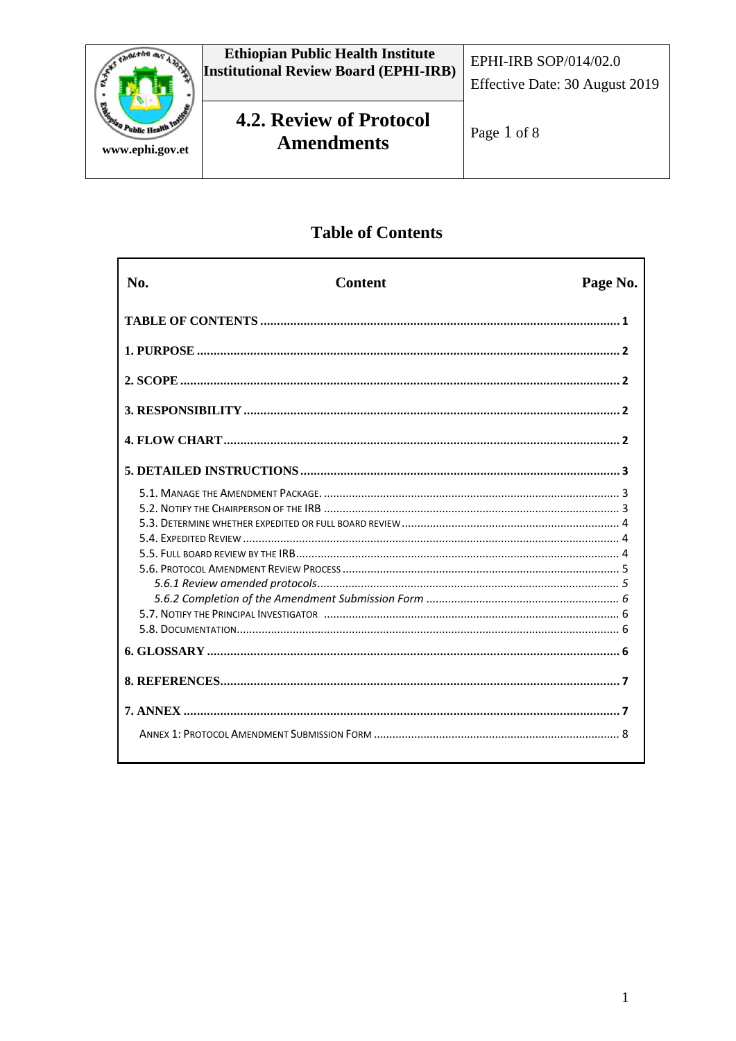| Ethiopian Public Health Institute Institutional Review Board (EPHI-IRB) | EPHI-IRB SOP/014/02.0 Effective Date: 30 August 2019 |
|---|---|
| **4.2. Review of Protocol Amendments** | Page 1 of 8 |

www.ephi.gov.et

## Table of Contents

| No. | Content | Page No. |
|---|---|---|
| | **TABLE OF CONTENTS** | **1** |
| | **1. PURPOSE** | **2** |
| | **2. SCOPE** | **2** |
| | **3. RESPONSIBILITY** | **2** |
| | **4. FLOW CHART** | **2** |
| | **5. DETAILED INSTRUCTIONS** | **3** |
| | 5.1. Manage the Amendment Package. | 3 |
| | 5.2. Notify the Chairperson of the IRB | 3 |
| | 5.3. Determine whether expedited or full board review | 4 |
| | 5.4. Expedited Review | 4 |
| | 5.5. Full board review by the IRB | 4 |
| | 5.6. Protocol Amendment Review Process | 5 |
| | *5.6.1 Review amended protocols* | *5* |
| | *5.6.2 Completion of the Amendment Submission Form* | *6* |
| | 5.7. Notify the Principal Investigator | 6 |
| | 5.8. Documentation | 6 |
| | **6. GLOSSARY** | **6** |
| | **8. REFERENCES** | **7** |
| | **7. ANNEX** | **7** |
| | Annex 1: Protocol Amendment Submission Form | 8 |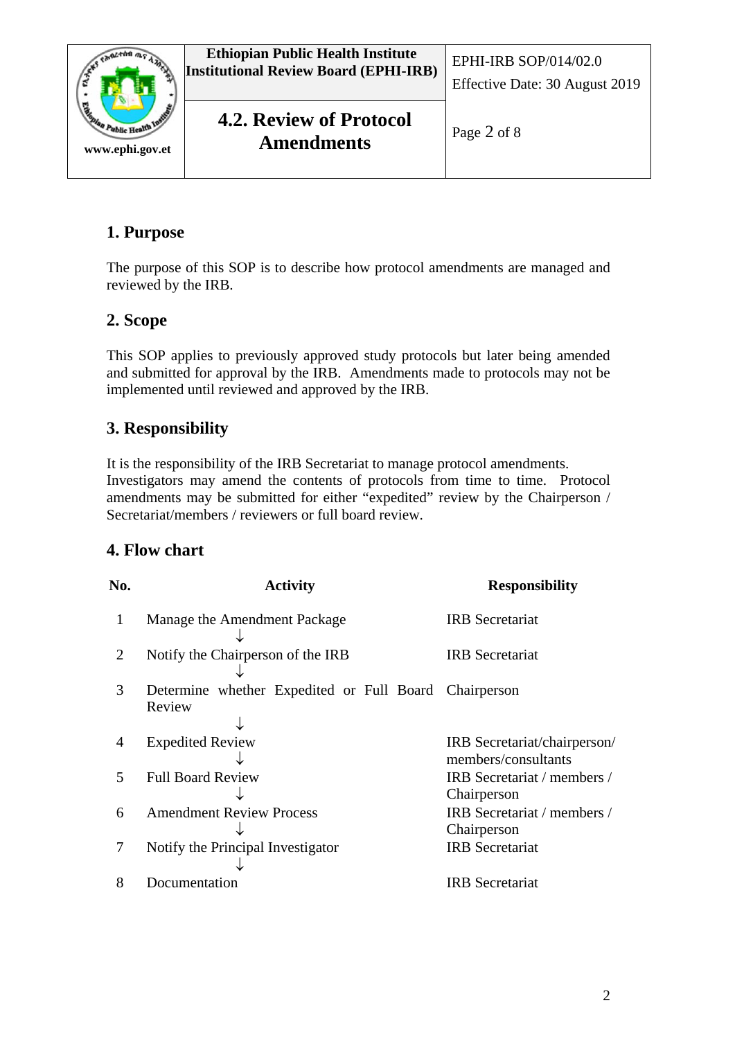## 1. Purpose

The purpose of this SOP is to describe how protocol amendments are managed and reviewed by the IRB.

## 2. Scope

This SOP applies to previously approved study protocols but later being amended and submitted for approval by the IRB. Amendments made to protocols may not be implemented until reviewed and approved by the IRB.

## 3. Responsibility

It is the responsibility of the IRB Secretariat to manage protocol amendments. Investigators may amend the contents of protocols from time to time. Protocol amendments may be submitted for either “expedited” review by the Chairperson / Secretariat/members / reviewers or full board review.

## 4. Flow chart

| No. | Activity | Responsibility |
|---|---|---|
| 1 | Manage the Amendment Package ↓ | IRB Secretariat |
| 2 | Notify the Chairperson of the IRB ↓ | IRB Secretariat |
| 3 | Determine whether Expedited or Full Board Review ↓ | Chairperson |
| 4 | Expedited Review ↓ | IRB Secretariat/chairperson/ members/consultants |
| 5 | Full Board Review ↓ | IRB Secretariat / members / Chairperson |
| 6 | Amendment Review Process ↓ | IRB Secretariat / members / Chairperson |
| 7 | Notify the Principal Investigator ↓ | IRB Secretariat |
| 8 | Documentation | IRB Secretariat |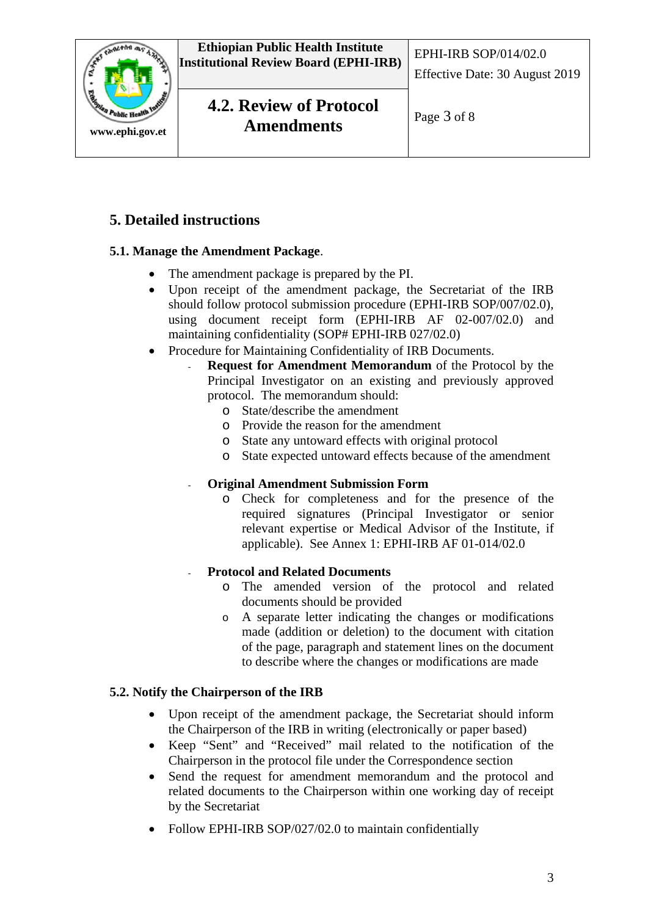## 5. Detailed instructions

### 5.1. Manage the Amendment Package.

- The amendment package is prepared by the PI.
- Upon receipt of the amendment package, the Secretariat of the IRB should follow protocol submission procedure (EPHI-IRB SOP/007/02.0), using document receipt form (EPHI-IRB AF 02-007/02.0) and maintaining confidentiality (SOP# EPHI-IRB 027/02.0)
- Procedure for Maintaining Confidentiality of IRB Documents.
  - **Request for Amendment Memorandum** of the Protocol by the Principal Investigator on an existing and previously approved protocol. The memorandum should:
    - State/describe the amendment
    - Provide the reason for the amendment
    - State any untoward effects with original protocol
    - State expected untoward effects because of the amendment
  - **Original Amendment Submission Form**
    - Check for completeness and for the presence of the required signatures (Principal Investigator or senior relevant expertise or Medical Advisor of the Institute, if applicable). See Annex 1: EPHI-IRB AF 01-014/02.0
  - **Protocol and Related Documents**
    - The amended version of the protocol and related documents should be provided
    - A separate letter indicating the changes or modifications made (addition or deletion) to the document with citation of the page, paragraph and statement lines on the document to describe where the changes or modifications are made

### 5.2. Notify the Chairperson of the IRB

- Upon receipt of the amendment package, the Secretariat should inform the Chairperson of the IRB in writing (electronically or paper based)
- Keep "Sent" and "Received" mail related to the notification of the Chairperson in the protocol file under the Correspondence section
- Send the request for amendment memorandum and the protocol and related documents to the Chairperson within one working day of receipt by the Secretariat
- Follow EPHI-IRB SOP/027/02.0 to maintain confidentially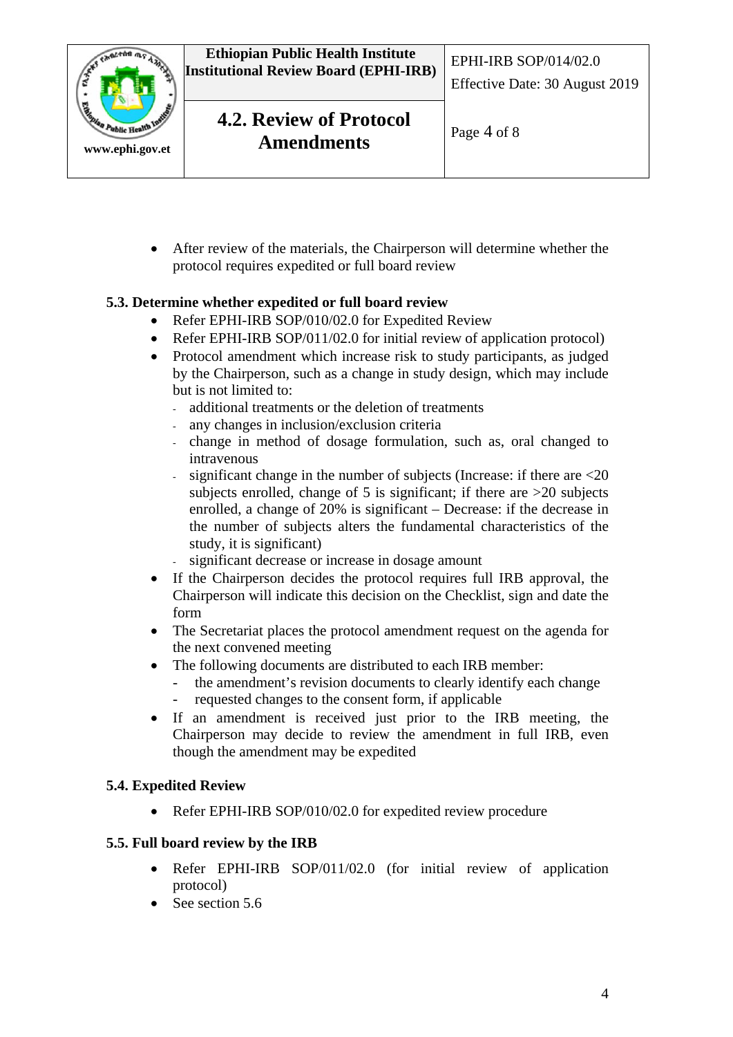- After review of the materials, the Chairperson will determine whether the protocol requires expedited or full board review

### 5.3. Determine whether expedited or full board review

- Refer EPHI-IRB SOP/010/02.0 for Expedited Review
- Refer EPHI-IRB SOP/011/02.0 for initial review of application protocol)
- Protocol amendment which increase risk to study participants, as judged by the Chairperson, such as a change in study design, which may include but is not limited to:
  - additional treatments or the deletion of treatments
  - any changes in inclusion/exclusion criteria
  - change in method of dosage formulation, such as, oral changed to intravenous
  - significant change in the number of subjects (Increase: if there are <20 subjects enrolled, change of 5 is significant; if there are >20 subjects enrolled, a change of 20% is significant – Decrease: if the decrease in the number of subjects alters the fundamental characteristics of the study, it is significant)
  - significant decrease or increase in dosage amount
- If the Chairperson decides the protocol requires full IRB approval, the Chairperson will indicate this decision on the Checklist, sign and date the form
- The Secretariat places the protocol amendment request on the agenda for the next convened meeting
- The following documents are distributed to each IRB member:
  - the amendment's revision documents to clearly identify each change
  - requested changes to the consent form, if applicable
- If an amendment is received just prior to the IRB meeting, the Chairperson may decide to review the amendment in full IRB, even though the amendment may be expedited

### 5.4. Expedited Review

- Refer EPHI-IRB SOP/010/02.0 for expedited review procedure

### 5.5. Full board review by the IRB

- Refer EPHI-IRB SOP/011/02.0 (for initial review of application protocol)
- See section 5.6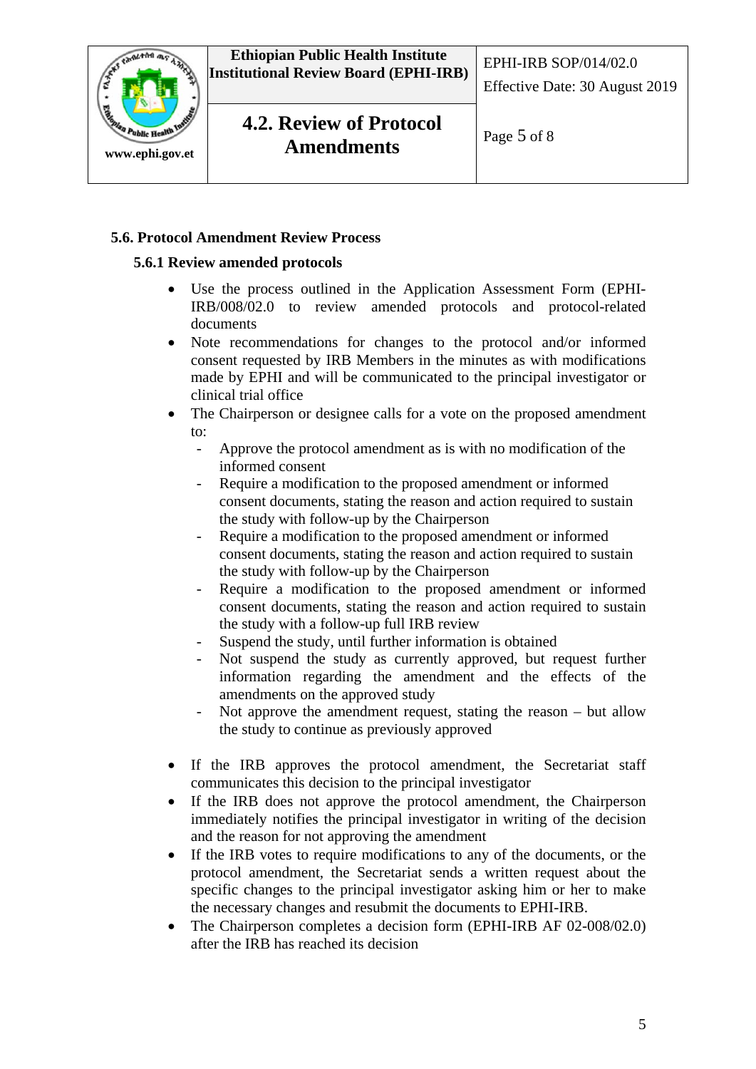### 5.6. Protocol Amendment Review Process

#### 5.6.1 Review amended protocols

- Use the process outlined in the Application Assessment Form (EPHI-IRB/008/02.0 to review amended protocols and protocol-related documents
- Note recommendations for changes to the protocol and/or informed consent requested by IRB Members in the minutes as with modifications made by EPHI and will be communicated to the principal investigator or clinical trial office
- The Chairperson or designee calls for a vote on the proposed amendment to:
  - Approve the protocol amendment as is with no modification of the informed consent
  - Require a modification to the proposed amendment or informed consent documents, stating the reason and action required to sustain the study with follow-up by the Chairperson
  - Require a modification to the proposed amendment or informed consent documents, stating the reason and action required to sustain the study with follow-up by the Chairperson
  - Require a modification to the proposed amendment or informed consent documents, stating the reason and action required to sustain the study with a follow-up full IRB review
  - Suspend the study, until further information is obtained
  - Not suspend the study as currently approved, but request further information regarding the amendment and the effects of the amendments on the approved study
  - Not approve the amendment request, stating the reason – but allow the study to continue as previously approved

- If the IRB approves the protocol amendment, the Secretariat staff communicates this decision to the principal investigator
- If the IRB does not approve the protocol amendment, the Chairperson immediately notifies the principal investigator in writing of the decision and the reason for not approving the amendment
- If the IRB votes to require modifications to any of the documents, or the protocol amendment, the Secretariat sends a written request about the specific changes to the principal investigator asking him or her to make the necessary changes and resubmit the documents to EPHI-IRB.
- The Chairperson completes a decision form (EPHI-IRB AF 02-008/02.0) after the IRB has reached its decision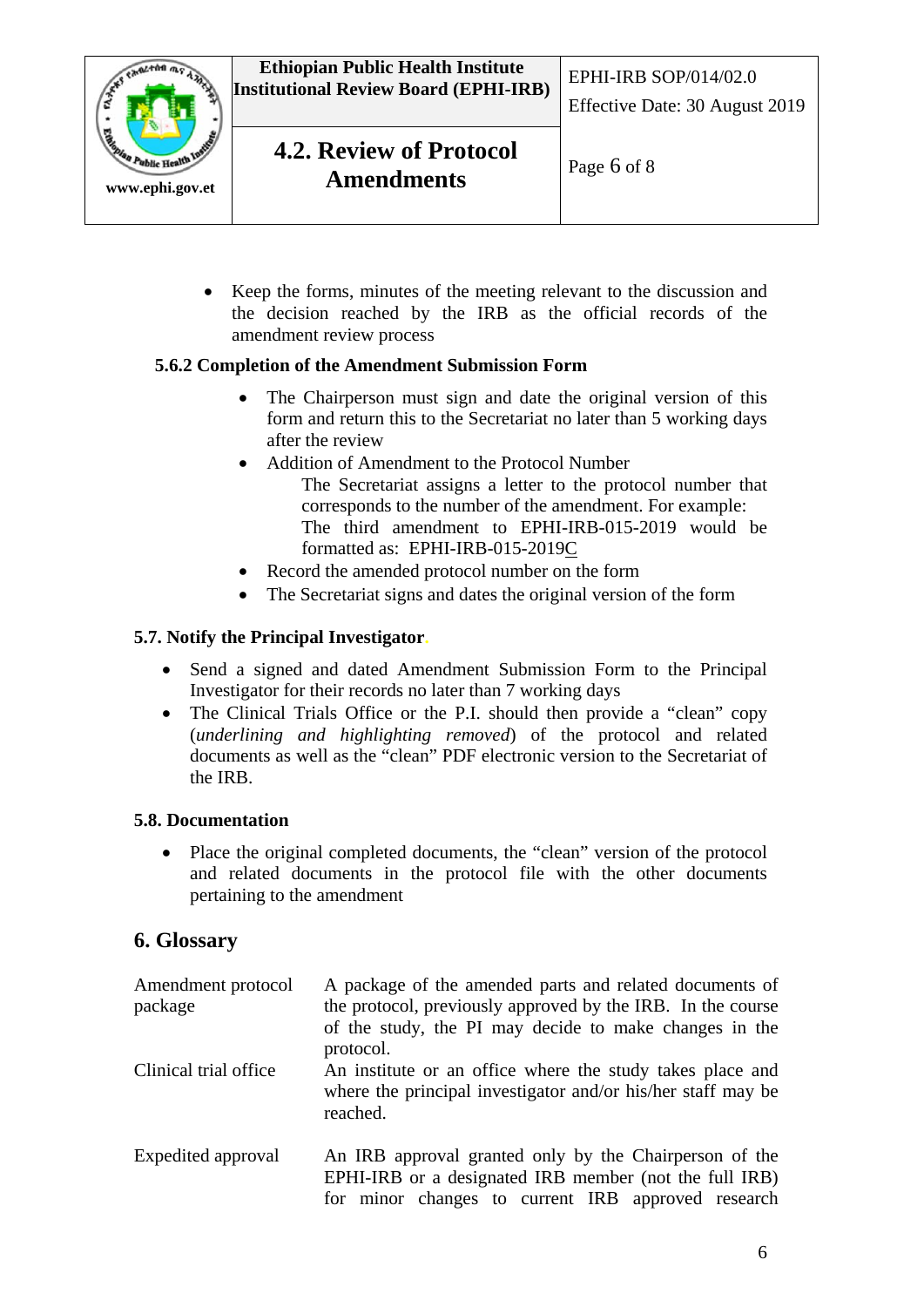- Keep the forms, minutes of the meeting relevant to the discussion and the decision reached by the IRB as the official records of the amendment review process

### 5.6.2 Completion of the Amendment Submission Form

- The Chairperson must sign and date the original version of this form and return this to the Secretariat no later than 5 working days after the review
- Addition of Amendment to the Protocol Number

  The Secretariat assigns a letter to the protocol number that corresponds to the number of the amendment. For example:
  The third amendment to EPHI-IRB-015-2019 would be formatted as: EPHI-IRB-015-2019C
- Record the amended protocol number on the form
- The Secretariat signs and dates the original version of the form

### 5.7. Notify the Principal Investigator

- Send a signed and dated Amendment Submission Form to the Principal Investigator for their records no later than 7 working days
- The Clinical Trials Office or the P.I. should then provide a "clean" copy (*underlining and highlighting removed*) of the protocol and related documents as well as the "clean" PDF electronic version to the Secretariat of the IRB.

### 5.8. Documentation

- Place the original completed documents, the "clean" version of the protocol and related documents in the protocol file with the other documents pertaining to the amendment

## 6. Glossary

| | |
|---|---|
| Amendment protocol package | A package of the amended parts and related documents of the protocol, previously approved by the IRB. In the course of the study, the PI may decide to make changes in the protocol. |
| Clinical trial office | An institute or an office where the study takes place and where the principal investigator and/or his/her staff may be reached. |
| Expedited approval | An IRB approval granted only by the Chairperson of the EPHI-IRB or a designated IRB member (not the full IRB) for minor changes to current IRB approved research |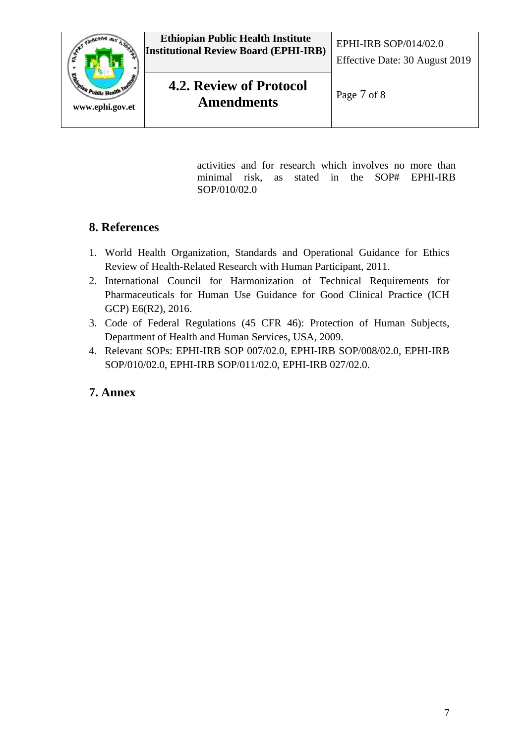activities and for research which involves no more than minimal risk, as stated in the SOP# EPHI-IRB SOP/010/02.0

## 8. References

1. World Health Organization, Standards and Operational Guidance for Ethics Review of Health-Related Research with Human Participant, 2011.
2. International Council for Harmonization of Technical Requirements for Pharmaceuticals for Human Use Guidance for Good Clinical Practice (ICH GCP) E6(R2), 2016.
3. Code of Federal Regulations (45 CFR 46): Protection of Human Subjects, Department of Health and Human Services, USA, 2009.
4. Relevant SOPs: EPHI-IRB SOP 007/02.0, EPHI-IRB SOP/008/02.0, EPHI-IRB SOP/010/02.0, EPHI-IRB SOP/011/02.0, EPHI-IRB 027/02.0.

## 7. Annex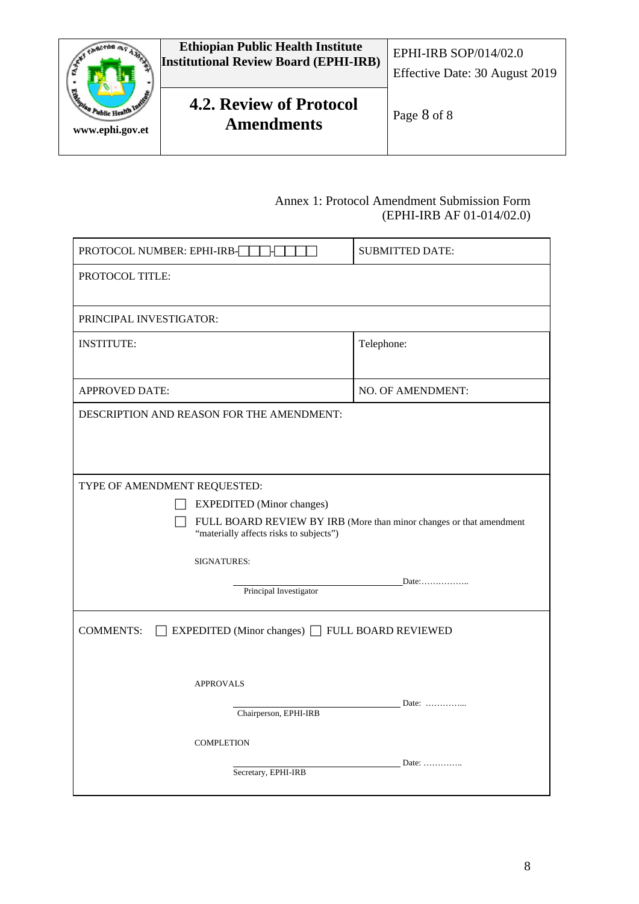Annex 1: Protocol Amendment Submission Form
(EPHI-IRB AF 01-014/02.0)

| | |
|---|---|
| PROTOCOL NUMBER: EPHI-IRB-☐☐☐-☐☐☐☐ | SUBMITTED DATE: |
| PROTOCOL TITLE: | |
| PRINCIPAL INVESTIGATOR: | |
| INSTITUTE: | Telephone: |
| APPROVED DATE: | NO. OF AMENDMENT: |
| DESCRIPTION AND REASON FOR THE AMENDMENT: | |
| TYPE OF AMENDMENT REQUESTED:<br>☐ EXPEDITED (Minor changes)<br>☐ FULL BOARD REVIEW BY IRB (More than minor changes or that amendment "materially affects risks to subjects")<br>SIGNATURES:<br>\_\_\_\_\_\_\_\_\_\_\_\_\_\_\_\_\_\_\_\_ Date:……………..<br>Principal Investigator | |
| COMMENTS: ☐ EXPEDITED (Minor changes) ☐ FULL BOARD REVIEWED<br>APPROVALS<br>\_\_\_\_\_\_\_\_\_\_\_\_\_\_\_\_\_\_\_\_ Date: …………...<br>Chairperson, EPHI-IRB<br>COMPLETION<br>\_\_\_\_\_\_\_\_\_\_\_\_\_\_\_\_\_\_\_\_ Date: …………..<br>Secretary, EPHI-IRB | |